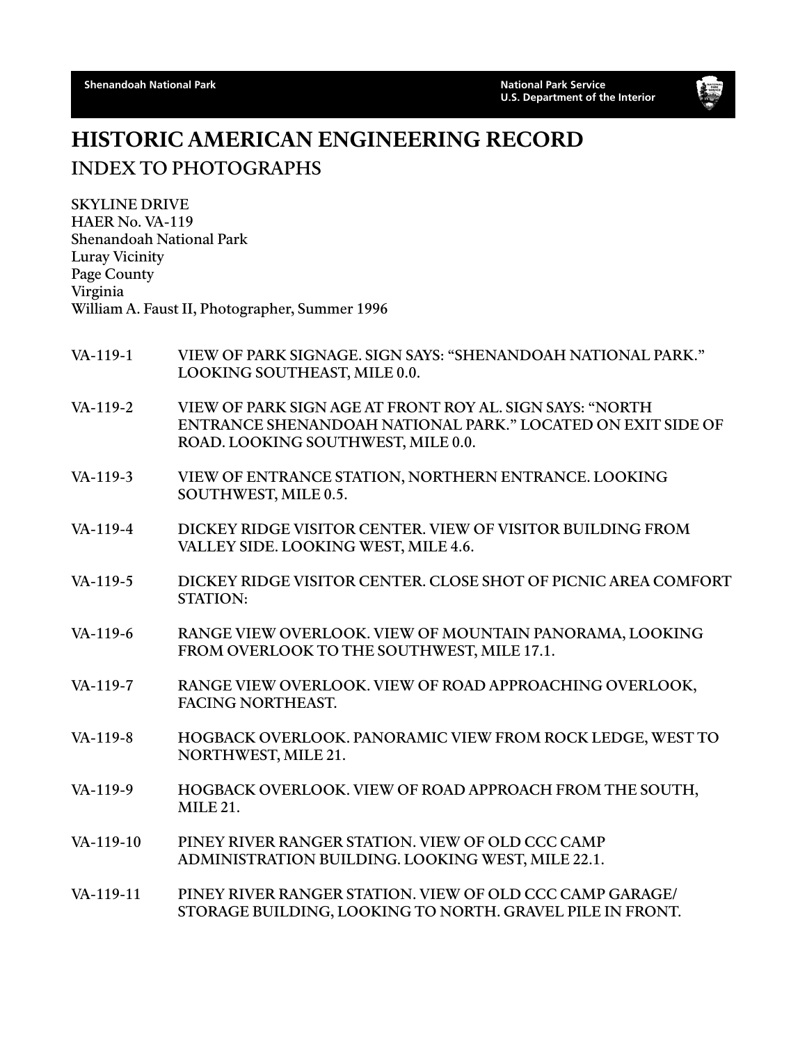# HISTORIC AMERICAN ENGINEERING RECORD

## INDEX TO PHOTOGRAPHS

SKYLINE DRIVE
HAER No. VA-119
Shenandoah National Park
Luray Vicinity
Page County
Virginia
William A. Faust II, Photographer, Summer 1996

| | |
|---|---|
| VA-119-1 | VIEW OF PARK SIGNAGE. SIGN SAYS: "SHENANDOAH NATIONAL PARK." LOOKING SOUTHEAST, MILE 0.0. |
| VA-119-2 | VIEW OF PARK SIGN AGE AT FRONT ROY AL. SIGN SAYS: "NORTH ENTRANCE SHENANDOAH NATIONAL PARK." LOCATED ON EXIT SIDE OF ROAD. LOOKING SOUTHWEST, MILE 0.0. |
| VA-119-3 | VIEW OF ENTRANCE STATION, NORTHERN ENTRANCE. LOOKING SOUTHWEST, MILE 0.5. |
| VA-119-4 | DICKEY RIDGE VISITOR CENTER. VIEW OF VISITOR BUILDING FROM VALLEY SIDE. LOOKING WEST, MILE 4.6. |
| VA-119-5 | DICKEY RIDGE VISITOR CENTER. CLOSE SHOT OF PICNIC AREA COMFORT STATION: |
| VA-119-6 | RANGE VIEW OVERLOOK. VIEW OF MOUNTAIN PANORAMA, LOOKING FROM OVERLOOK TO THE SOUTHWEST, MILE 17.1. |
| VA-119-7 | RANGE VIEW OVERLOOK. VIEW OF ROAD APPROACHING OVERLOOK, FACING NORTHEAST. |
| VA-119-8 | HOGBACK OVERLOOK. PANORAMIC VIEW FROM ROCK LEDGE, WEST TO NORTHWEST, MILE 21. |
| VA-119-9 | HOGBACK OVERLOOK. VIEW OF ROAD APPROACH FROM THE SOUTH, MILE 21. |
| VA-119-10 | PINEY RIVER RANGER STATION. VIEW OF OLD CCC CAMP ADMINISTRATION BUILDING. LOOKING WEST, MILE 22.1. |
| VA-119-11 | PINEY RIVER RANGER STATION. VIEW OF OLD CCC CAMP GARAGE/ STORAGE BUILDING, LOOKING TO NORTH. GRAVEL PILE IN FRONT. |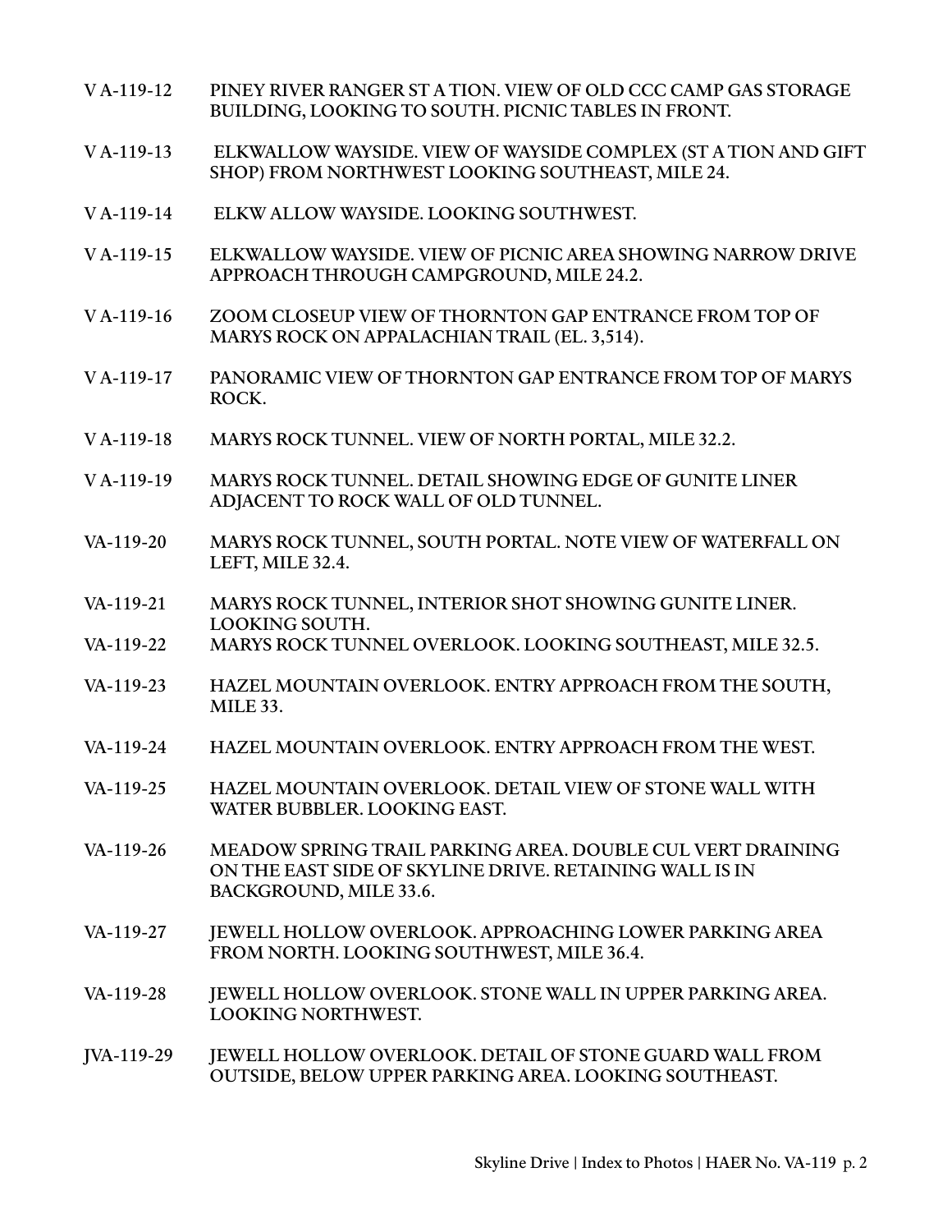V A-119-12 PINEY RIVER RANGER ST A TION. VIEW OF OLD CCC CAMP GAS STORAGE BUILDING, LOOKING TO SOUTH. PICNIC TABLES IN FRONT.

V A-119-13 ELKWALLOW WAYSIDE. VIEW OF WAYSIDE COMPLEX (ST A TION AND GIFT SHOP) FROM NORTHWEST LOOKING SOUTHEAST, MILE 24.

V A-119-14 ELKW ALLOW WAYSIDE. LOOKING SOUTHWEST.

V A-119-15 ELKWALLOW WAYSIDE. VIEW OF PICNIC AREA SHOWING NARROW DRIVE APPROACH THROUGH CAMPGROUND, MILE 24.2.

V A-119-16 ZOOM CLOSEUP VIEW OF THORNTON GAP ENTRANCE FROM TOP OF MARYS ROCK ON APPALACHIAN TRAIL (EL. 3,514).

V A-119-17 PANORAMIC VIEW OF THORNTON GAP ENTRANCE FROM TOP OF MARYS ROCK.

V A-119-18 MARYS ROCK TUNNEL. VIEW OF NORTH PORTAL, MILE 32.2.

V A-119-19 MARYS ROCK TUNNEL. DETAIL SHOWING EDGE OF GUNITE LINER ADJACENT TO ROCK WALL OF OLD TUNNEL.

VA-119-20 MARYS ROCK TUNNEL, SOUTH PORTAL. NOTE VIEW OF WATERFALL ON LEFT, MILE 32.4.

VA-119-21 MARYS ROCK TUNNEL, INTERIOR SHOT SHOWING GUNITE LINER. LOOKING SOUTH.

VA-119-22 MARYS ROCK TUNNEL OVERLOOK. LOOKING SOUTHEAST, MILE 32.5.

VA-119-23 HAZEL MOUNTAIN OVERLOOK. ENTRY APPROACH FROM THE SOUTH, MILE 33.

VA-119-24 HAZEL MOUNTAIN OVERLOOK. ENTRY APPROACH FROM THE WEST.

VA-119-25 HAZEL MOUNTAIN OVERLOOK. DETAIL VIEW OF STONE WALL WITH WATER BUBBLER. LOOKING EAST.

VA-119-26 MEADOW SPRING TRAIL PARKING AREA. DOUBLE CUL VERT DRAINING ON THE EAST SIDE OF SKYLINE DRIVE. RETAINING WALL IS IN BACKGROUND, MILE 33.6.

VA-119-27 JEWELL HOLLOW OVERLOOK. APPROACHING LOWER PARKING AREA FROM NORTH. LOOKING SOUTHWEST, MILE 36.4.

VA-119-28 JEWELL HOLLOW OVERLOOK. STONE WALL IN UPPER PARKING AREA. LOOKING NORTHWEST.

JVA-119-29 JEWELL HOLLOW OVERLOOK. DETAIL OF STONE GUARD WALL FROM OUTSIDE, BELOW UPPER PARKING AREA. LOOKING SOUTHEAST.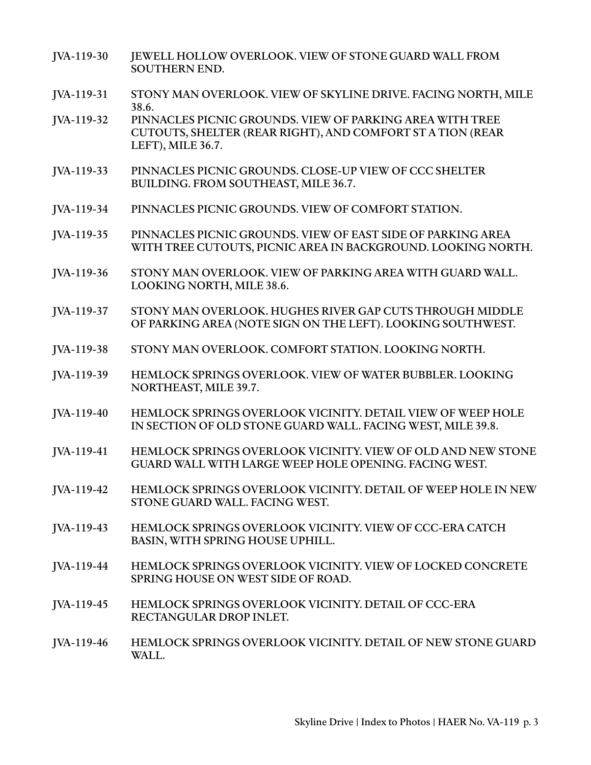JVA-119-30 JEWELL HOLLOW OVERLOOK. VIEW OF STONE GUARD WALL FROM SOUTHERN END.

JVA-119-31 STONY MAN OVERLOOK. VIEW OF SKYLINE DRIVE. FACING NORTH, MILE 38.6.

JVA-119-32 PINNACLES PICNIC GROUNDS. VIEW OF PARKING AREA WITH TREE CUTOUTS, SHELTER (REAR RIGHT), AND COMFORT ST A TION (REAR LEFT), MILE 36.7.

JVA-119-33 PINNACLES PICNIC GROUNDS. CLOSE-UP VIEW OF CCC SHELTER BUILDING. FROM SOUTHEAST, MILE 36.7.

JVA-119-34 PINNACLES PICNIC GROUNDS. VIEW OF COMFORT STATION.

JVA-119-35 PINNACLES PICNIC GROUNDS. VIEW OF EAST SIDE OF PARKING AREA WITH TREE CUTOUTS, PICNIC AREA IN BACKGROUND. LOOKING NORTH.

JVA-119-36 STONY MAN OVERLOOK. VIEW OF PARKING AREA WITH GUARD WALL. LOOKING NORTH, MILE 38.6.

JVA-119-37 STONY MAN OVERLOOK. HUGHES RIVER GAP CUTS THROUGH MIDDLE OF PARKING AREA (NOTE SIGN ON THE LEFT). LOOKING SOUTHWEST.

JVA-119-38 STONY MAN OVERLOOK. COMFORT STATION. LOOKING NORTH.

JVA-119-39 HEMLOCK SPRINGS OVERLOOK. VIEW OF WATER BUBBLER. LOOKING NORTHEAST, MILE 39.7.

JVA-119-40 HEMLOCK SPRINGS OVERLOOK VICINITY. DETAIL VIEW OF WEEP HOLE IN SECTION OF OLD STONE GUARD WALL. FACING WEST, MILE 39.8.

JVA-119-41 HEMLOCK SPRINGS OVERLOOK VICINITY. VIEW OF OLD AND NEW STONE GUARD WALL WITH LARGE WEEP HOLE OPENING. FACING WEST.

JVA-119-42 HEMLOCK SPRINGS OVERLOOK VICINITY. DETAIL OF WEEP HOLE IN NEW STONE GUARD WALL. FACING WEST.

JVA-119-43 HEMLOCK SPRINGS OVERLOOK VICINITY. VIEW OF CCC-ERA CATCH BASIN, WITH SPRING HOUSE UPHILL.

JVA-119-44 HEMLOCK SPRINGS OVERLOOK VICINITY. VIEW OF LOCKED CONCRETE SPRING HOUSE ON WEST SIDE OF ROAD.

JVA-119-45 HEMLOCK SPRINGS OVERLOOK VICINITY. DETAIL OF CCC-ERA RECTANGULAR DROP INLET.

JVA-119-46 HEMLOCK SPRINGS OVERLOOK VICINITY. DETAIL OF NEW STONE GUARD WALL.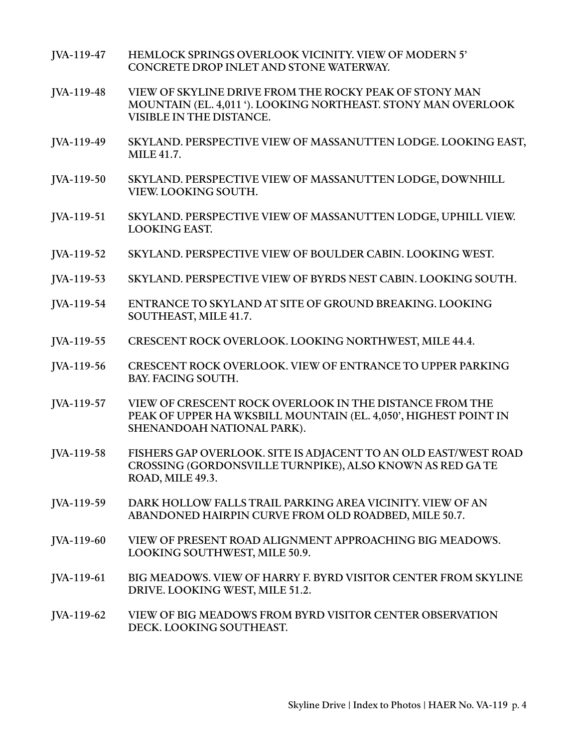JVA-119-47 HEMLOCK SPRINGS OVERLOOK VICINITY. VIEW OF MODERN 5' CONCRETE DROP INLET AND STONE WATERWAY.

JVA-119-48 VIEW OF SKYLINE DRIVE FROM THE ROCKY PEAK OF STONY MAN MOUNTAIN (EL. 4,011 '). LOOKING NORTHEAST. STONY MAN OVERLOOK VISIBLE IN THE DISTANCE.

JVA-119-49 SKYLAND. PERSPECTIVE VIEW OF MASSANUTTEN LODGE. LOOKING EAST, MILE 41.7.

JVA-119-50 SKYLAND. PERSPECTIVE VIEW OF MASSANUTTEN LODGE, DOWNHILL VIEW. LOOKING SOUTH.

JVA-119-51 SKYLAND. PERSPECTIVE VIEW OF MASSANUTTEN LODGE, UPHILL VIEW. LOOKING EAST.

JVA-119-52 SKYLAND. PERSPECTIVE VIEW OF BOULDER CABIN. LOOKING WEST.

JVA-119-53 SKYLAND. PERSPECTIVE VIEW OF BYRDS NEST CABIN. LOOKING SOUTH.

JVA-119-54 ENTRANCE TO SKYLAND AT SITE OF GROUND BREAKING. LOOKING SOUTHEAST, MILE 41.7.

JVA-119-55 CRESCENT ROCK OVERLOOK. LOOKING NORTHWEST, MILE 44.4.

JVA-119-56 CRESCENT ROCK OVERLOOK. VIEW OF ENTRANCE TO UPPER PARKING BAY. FACING SOUTH.

JVA-119-57 VIEW OF CRESCENT ROCK OVERLOOK IN THE DISTANCE FROM THE PEAK OF UPPER HA WKSBILL MOUNTAIN (EL. 4,050', HIGHEST POINT IN SHENANDOAH NATIONAL PARK).

JVA-119-58 FISHERS GAP OVERLOOK. SITE IS ADJACENT TO AN OLD EAST/WEST ROAD CROSSING (GORDONSVILLE TURNPIKE), ALSO KNOWN AS RED GA TE ROAD, MILE 49.3.

JVA-119-59 DARK HOLLOW FALLS TRAIL PARKING AREA VICINITY. VIEW OF AN ABANDONED HAIRPIN CURVE FROM OLD ROADBED, MILE 50.7.

JVA-119-60 VIEW OF PRESENT ROAD ALIGNMENT APPROACHING BIG MEADOWS. LOOKING SOUTHWEST, MILE 50.9.

JVA-119-61 BIG MEADOWS. VIEW OF HARRY F. BYRD VISITOR CENTER FROM SKYLINE DRIVE. LOOKING WEST, MILE 51.2.

JVA-119-62 VIEW OF BIG MEADOWS FROM BYRD VISITOR CENTER OBSERVATION DECK. LOOKING SOUTHEAST.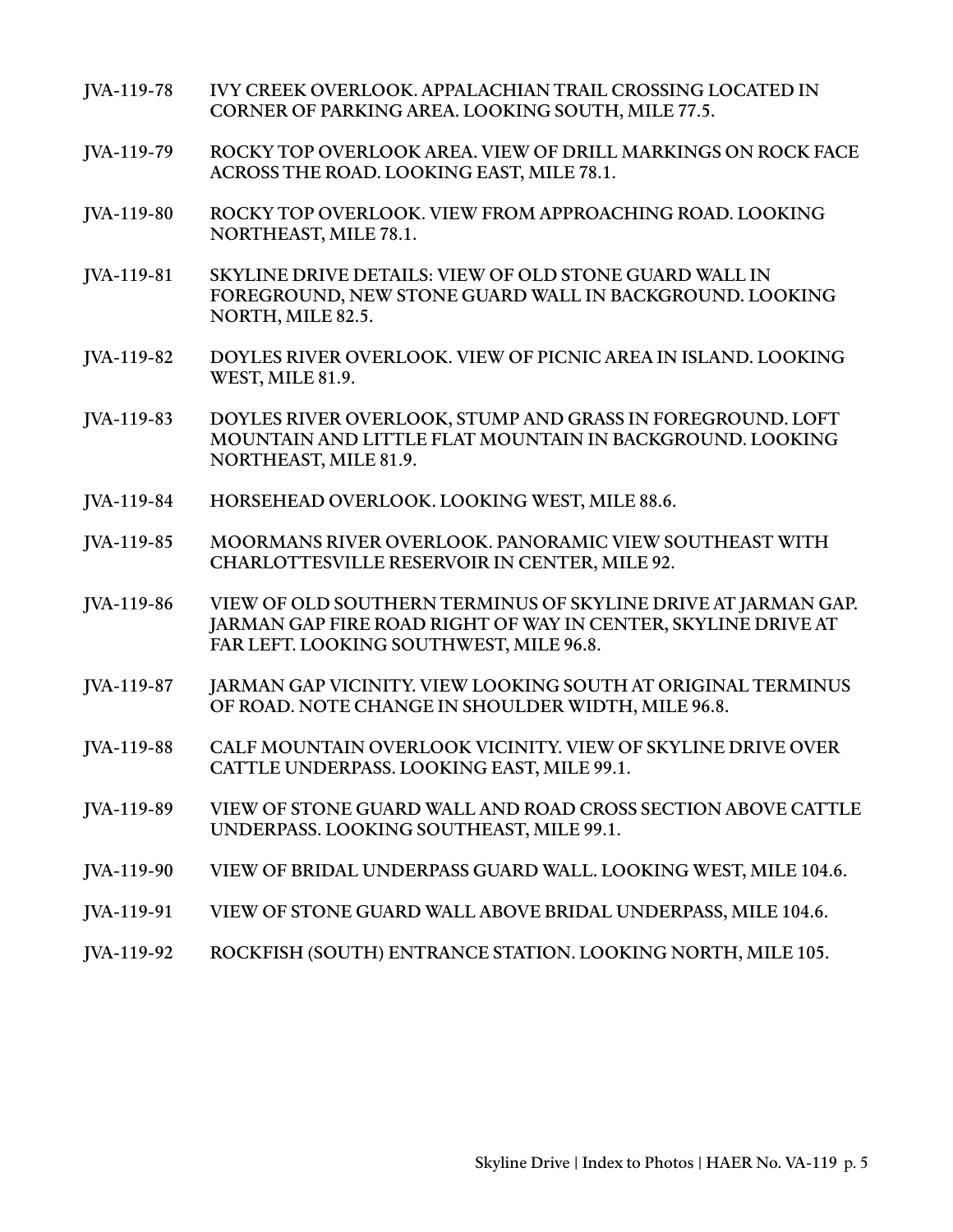JVA-119-78 IVY CREEK OVERLOOK. APPALACHIAN TRAIL CROSSING LOCATED IN CORNER OF PARKING AREA. LOOKING SOUTH, MILE 77.5.

JVA-119-79 ROCKY TOP OVERLOOK AREA. VIEW OF DRILL MARKINGS ON ROCK FACE ACROSS THE ROAD. LOOKING EAST, MILE 78.1.

JVA-119-80 ROCKY TOP OVERLOOK. VIEW FROM APPROACHING ROAD. LOOKING NORTHEAST, MILE 78.1.

JVA-119-81 SKYLINE DRIVE DETAILS: VIEW OF OLD STONE GUARD WALL IN FOREGROUND, NEW STONE GUARD WALL IN BACKGROUND. LOOKING NORTH, MILE 82.5.

JVA-119-82 DOYLES RIVER OVERLOOK. VIEW OF PICNIC AREA IN ISLAND. LOOKING WEST, MILE 81.9.

JVA-119-83 DOYLES RIVER OVERLOOK, STUMP AND GRASS IN FOREGROUND. LOFT MOUNTAIN AND LITTLE FLAT MOUNTAIN IN BACKGROUND. LOOKING NORTHEAST, MILE 81.9.

JVA-119-84 HORSEHEAD OVERLOOK. LOOKING WEST, MILE 88.6.

JVA-119-85 MOORMANS RIVER OVERLOOK. PANORAMIC VIEW SOUTHEAST WITH CHARLOTTESVILLE RESERVOIR IN CENTER, MILE 92.

JVA-119-86 VIEW OF OLD SOUTHERN TERMINUS OF SKYLINE DRIVE AT JARMAN GAP. JARMAN GAP FIRE ROAD RIGHT OF WAY IN CENTER, SKYLINE DRIVE AT FAR LEFT. LOOKING SOUTHWEST, MILE 96.8.

JVA-119-87 JARMAN GAP VICINITY. VIEW LOOKING SOUTH AT ORIGINAL TERMINUS OF ROAD. NOTE CHANGE IN SHOULDER WIDTH, MILE 96.8.

JVA-119-88 CALF MOUNTAIN OVERLOOK VICINITY. VIEW OF SKYLINE DRIVE OVER CATTLE UNDERPASS. LOOKING EAST, MILE 99.1.

JVA-119-89 VIEW OF STONE GUARD WALL AND ROAD CROSS SECTION ABOVE CATTLE UNDERPASS. LOOKING SOUTHEAST, MILE 99.1.

JVA-119-90 VIEW OF BRIDAL UNDERPASS GUARD WALL. LOOKING WEST, MILE 104.6.

JVA-119-91 VIEW OF STONE GUARD WALL ABOVE BRIDAL UNDERPASS, MILE 104.6.

JVA-119-92 ROCKFISH (SOUTH) ENTRANCE STATION. LOOKING NORTH, MILE 105.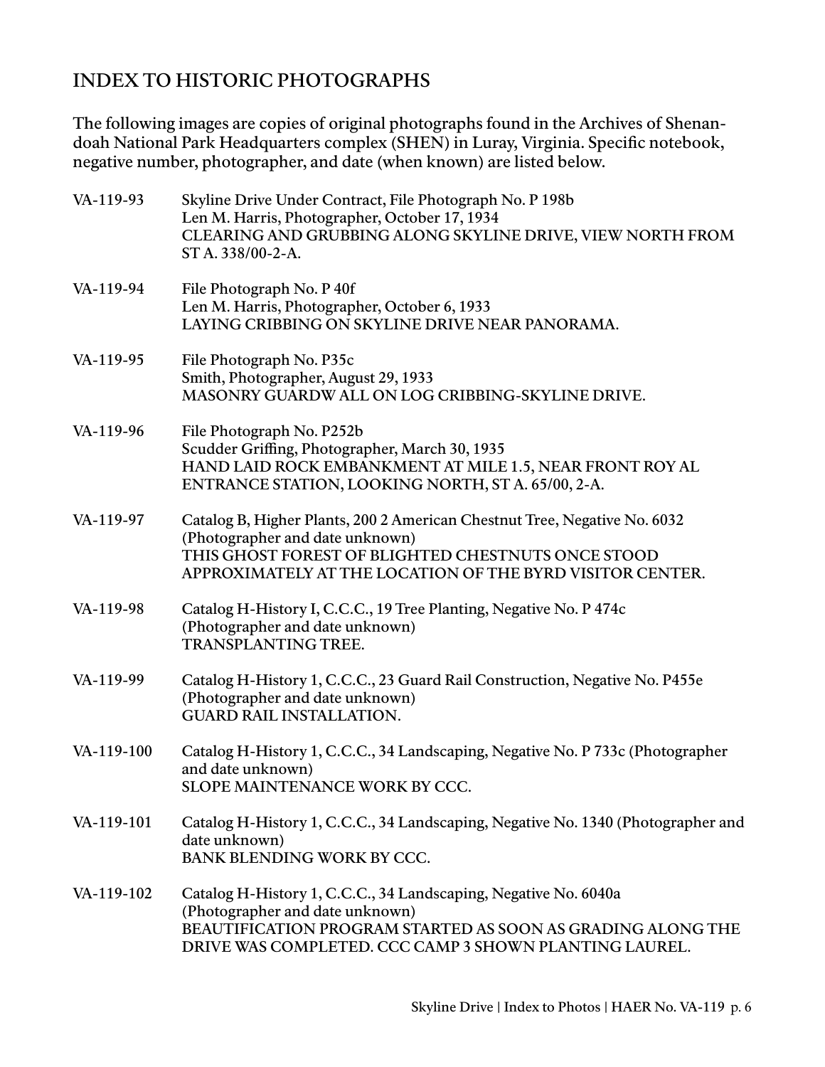## INDEX TO HISTORIC PHOTOGRAPHS

The following images are copies of original photographs found in the Archives of Shenandoah National Park Headquarters complex (SHEN) in Luray, Virginia. Specific notebook, negative number, photographer, and date (when known) are listed below.

**VA-119-93**
Skyline Drive Under Contract, File Photograph No. P 198b
Len M. Harris, Photographer, October 17, 1934
CLEARING AND GRUBBING ALONG SKYLINE DRIVE, VIEW NORTH FROM ST A. 338/00-2-A.

**VA-119-94**
File Photograph No. P 40f
Len M. Harris, Photographer, October 6, 1933
LAYING CRIBBING ON SKYLINE DRIVE NEAR PANORAMA.

**VA-119-95**
File Photograph No. P35c
Smith, Photographer, August 29, 1933
MASONRY GUARDW ALL ON LOG CRIBBING-SKYLINE DRIVE.

**VA-119-96**
File Photograph No. P252b
Scudder Griffing, Photographer, March 30, 1935
HAND LAID ROCK EMBANKMENT AT MILE 1.5, NEAR FRONT ROY AL ENTRANCE STATION, LOOKING NORTH, ST A. 65/00, 2-A.

**VA-119-97**
Catalog B, Higher Plants, 200 2 American Chestnut Tree, Negative No. 6032
(Photographer and date unknown)
THIS GHOST FOREST OF BLIGHTED CHESTNUTS ONCE STOOD APPROXIMATELY AT THE LOCATION OF THE BYRD VISITOR CENTER.

**VA-119-98**
Catalog H-History I, C.C.C., 19 Tree Planting, Negative No. P 474c
(Photographer and date unknown)
TRANSPLANTING TREE.

**VA-119-99**
Catalog H-History 1, C.C.C., 23 Guard Rail Construction, Negative No. P455e
(Photographer and date unknown)
GUARD RAIL INSTALLATION.

**VA-119-100**
Catalog H-History 1, C.C.C., 34 Landscaping, Negative No. P 733c (Photographer and date unknown)
SLOPE MAINTENANCE WORK BY CCC.

**VA-119-101**
Catalog H-History 1, C.C.C., 34 Landscaping, Negative No. 1340 (Photographer and date unknown)
BANK BLENDING WORK BY CCC.

**VA-119-102**
Catalog H-History 1, C.C.C., 34 Landscaping, Negative No. 6040a
(Photographer and date unknown)
BEAUTIFICATION PROGRAM STARTED AS SOON AS GRADING ALONG THE DRIVE WAS COMPLETED. CCC CAMP 3 SHOWN PLANTING LAUREL.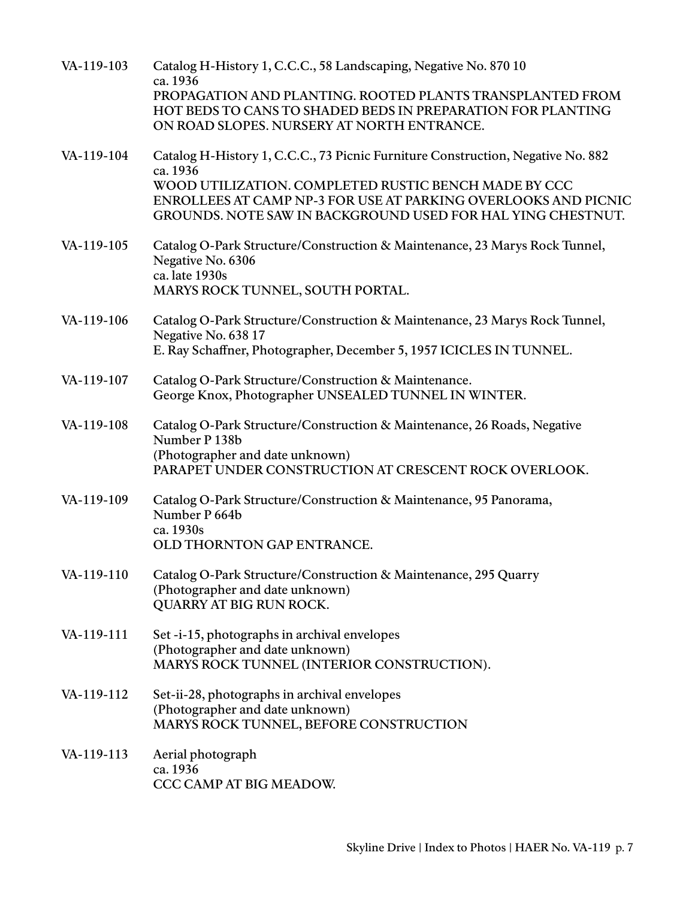VA-119-103 Catalog H-History 1, C.C.C., 58 Landscaping, Negative No. 870 10
ca. 1936
PROPAGATION AND PLANTING. ROOTED PLANTS TRANSPLANTED FROM HOT BEDS TO CANS TO SHADED BEDS IN PREPARATION FOR PLANTING ON ROAD SLOPES. NURSERY AT NORTH ENTRANCE.

VA-119-104 Catalog H-History 1, C.C.C., 73 Picnic Furniture Construction, Negative No. 882
ca. 1936
WOOD UTILIZATION. COMPLETED RUSTIC BENCH MADE BY CCC ENROLLEES AT CAMP NP-3 FOR USE AT PARKING OVERLOOKS AND PICNIC GROUNDS. NOTE SAW IN BACKGROUND USED FOR HAL YING CHESTNUT.

VA-119-105 Catalog O-Park Structure/Construction & Maintenance, 23 Marys Rock Tunnel, Negative No. 6306
ca. late 1930s
MARYS ROCK TUNNEL, SOUTH PORTAL.

VA-119-106 Catalog O-Park Structure/Construction & Maintenance, 23 Marys Rock Tunnel, Negative No. 638 17
E. Ray Schaffner, Photographer, December 5, 1957 ICICLES IN TUNNEL.

VA-119-107 Catalog O-Park Structure/Construction & Maintenance.
George Knox, Photographer UNSEALED TUNNEL IN WINTER.

VA-119-108 Catalog O-Park Structure/Construction & Maintenance, 26 Roads, Negative Number P 138b
(Photographer and date unknown)
PARAPET UNDER CONSTRUCTION AT CRESCENT ROCK OVERLOOK.

VA-119-109 Catalog O-Park Structure/Construction & Maintenance, 95 Panorama, Number P 664b
ca. 1930s
OLD THORNTON GAP ENTRANCE.

VA-119-110 Catalog O-Park Structure/Construction & Maintenance, 295 Quarry
(Photographer and date unknown)
QUARRY AT BIG RUN ROCK.

VA-119-111 Set -i-15, photographs in archival envelopes
(Photographer and date unknown)
MARYS ROCK TUNNEL (INTERIOR CONSTRUCTION).

VA-119-112 Set-ii-28, photographs in archival envelopes
(Photographer and date unknown)
MARYS ROCK TUNNEL, BEFORE CONSTRUCTION

VA-119-113 Aerial photograph
ca. 1936
CCC CAMP AT BIG MEADOW.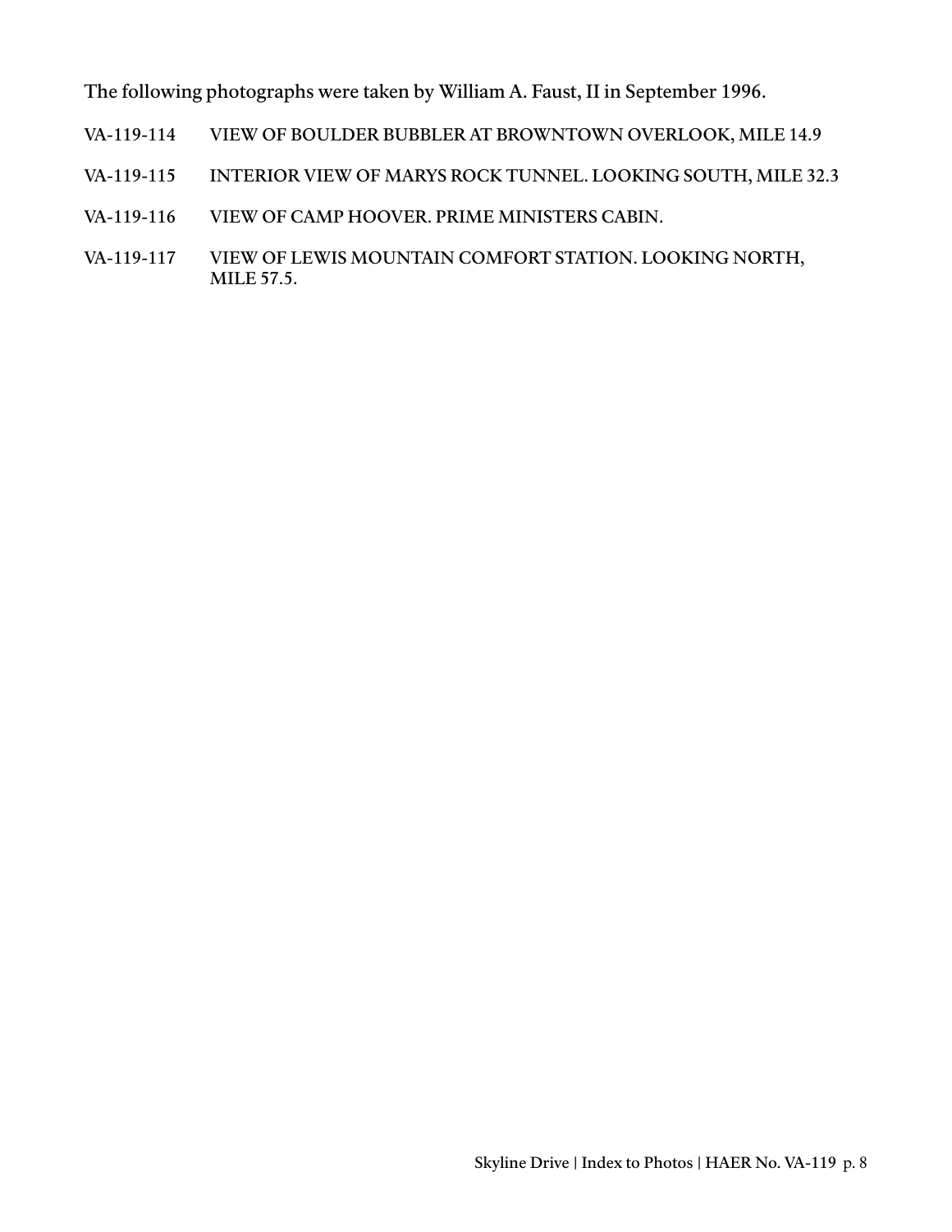The following photographs were taken by William A. Faust, II in September 1996.

| | |
|---|---|
| VA-119-114 | VIEW OF BOULDER BUBBLER AT BROWNTOWN OVERLOOK, MILE 14.9 |
| VA-119-115 | INTERIOR VIEW OF MARYS ROCK TUNNEL. LOOKING SOUTH, MILE 32.3 |
| VA-119-116 | VIEW OF CAMP HOOVER. PRIME MINISTERS CABIN. |
| VA-119-117 | VIEW OF LEWIS MOUNTAIN COMFORT STATION. LOOKING NORTH, MILE 57.5. |